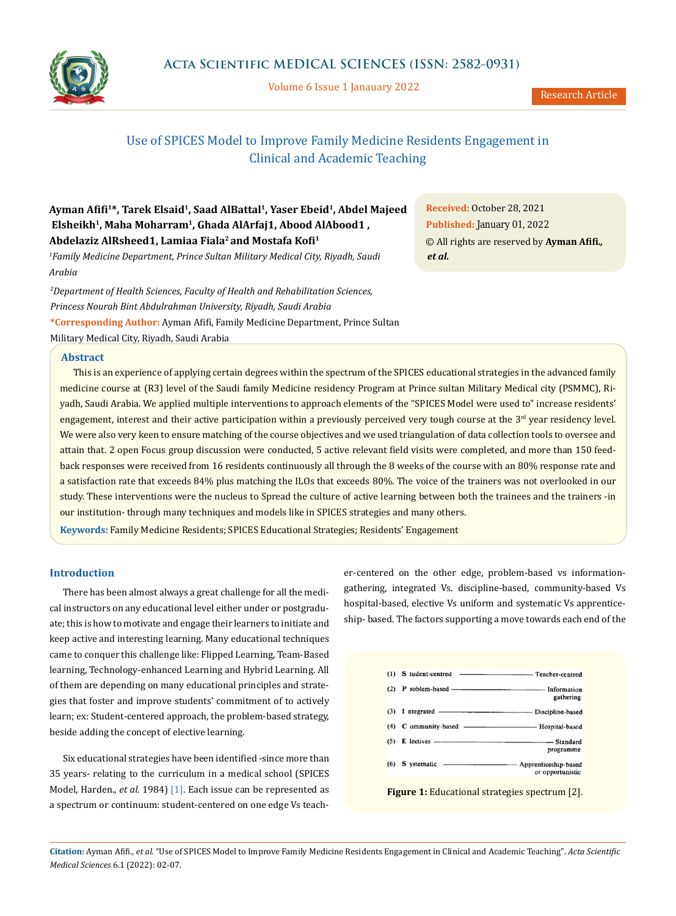# Use of SPICES Model to Improve Family Medicine Residents Engagement in Clinical and Academic Teaching

**Ayman Afifi[1]*, Tarek Elsaid[1], Saad AlBattal[1], Yaser Ebeid[1], Abdel Majeed Elsheikh[1], Maha Moharram[1], Ghada AlArfaj1, Abood AlAbood1 , Abdelaziz AlRsheed1, Lamiaa Fiala[2] and Mostafa Kofi[1]**

[1]*Family Medicine Department, Prince Sultan Military Medical City, Riyadh, Saudi Arabia*

[2]*Department of Health Sciences, Faculty of Health and Rehabilitation Sciences, Princess Nourah Bint Abdulrahman University, Riyadh, Saudi Arabia*

**\*Corresponding Author:** Ayman Afifi, Family Medicine Department, Prince Sultan Military Medical City, Riyadh, Saudi Arabia

**Received:** October 28, 2021

**Published:** January 01, 2022

© All rights are reserved by **Ayman Afifi., *et al.***

## Abstract

This is an experience of applying certain degrees within the spectrum of the SPICES educational strategies in the advanced family medicine course at (R3) level of the Saudi family Medicine residency Program at Prince sultan Military Medical city (PSMMC), Riyadh, Saudi Arabia. We applied multiple interventions to approach elements of the "SPICES Model were used to" increase residents' engagement, interest and their active participation within a previously perceived very tough course at the 3rd year residency level. We were also very keen to ensure matching of the course objectives and we used triangulation of data collection tools to oversee and attain that. 2 open Focus group discussion were conducted, 5 active relevant field visits were completed, and more than 150 feedback responses were received from 16 residents continuously all through the 8 weeks of the course with an 80% response rate and a satisfaction rate that exceeds 84% plus matching the ILOs that exceeds 80%. The voice of the trainers was not overlooked in our study. These interventions were the nucleus to Spread the culture of active learning between both the trainees and the trainers -in our institution- through many techniques and models like in SPICES strategies and many others.

**Keywords:** Family Medicine Residents; SPICES Educational Strategies; Residents' Engagement

## Introduction

There has been almost always a great challenge for all the medical instructors on any educational level either under or postgraduate; this is how to motivate and engage their learners to initiate and keep active and interesting learning. Many educational techniques came to conquer this challenge like: Flipped Learning, Team-Based learning, Technology-enhanced Learning and Hybrid Learning. All of them are depending on many educational principles and strategies that foster and improve students' commitment of to actively learn; ex: Student-centered approach, the problem-based strategy, beside adding the concept of elective learning.

Six educational strategies have been identified -since more than 35 years- relating to the curriculum in a medical school (SPICES Model, Harden., *et al*. 1984) [1]. Each issue can be represented as a spectrum or continuum: student-centered on one edge Vs teacher-centered on the other edge, problem-based vs information-gathering, integrated Vs. discipline-based, community-based Vs hospital-based, elective Vs uniform and systematic Vs apprenticeship- based. The factors supporting a move towards each end of the

| | | |
|---|---|---|
| (1) S tudent-centred | ——— | Teacher-centred |
| (2) P roblem-based | ——— | Information gathering |
| (3) I ntegrated | ——— | Discipline-based |
| (4) C ommunity-based | ——— | Hospital-based |
| (5) E lectives | ——— | Standard programme |
| (6) S ystematic | ——— | Apprenticeship-based or opportunistic |

**Figure 1:** Educational strategies spectrum [2].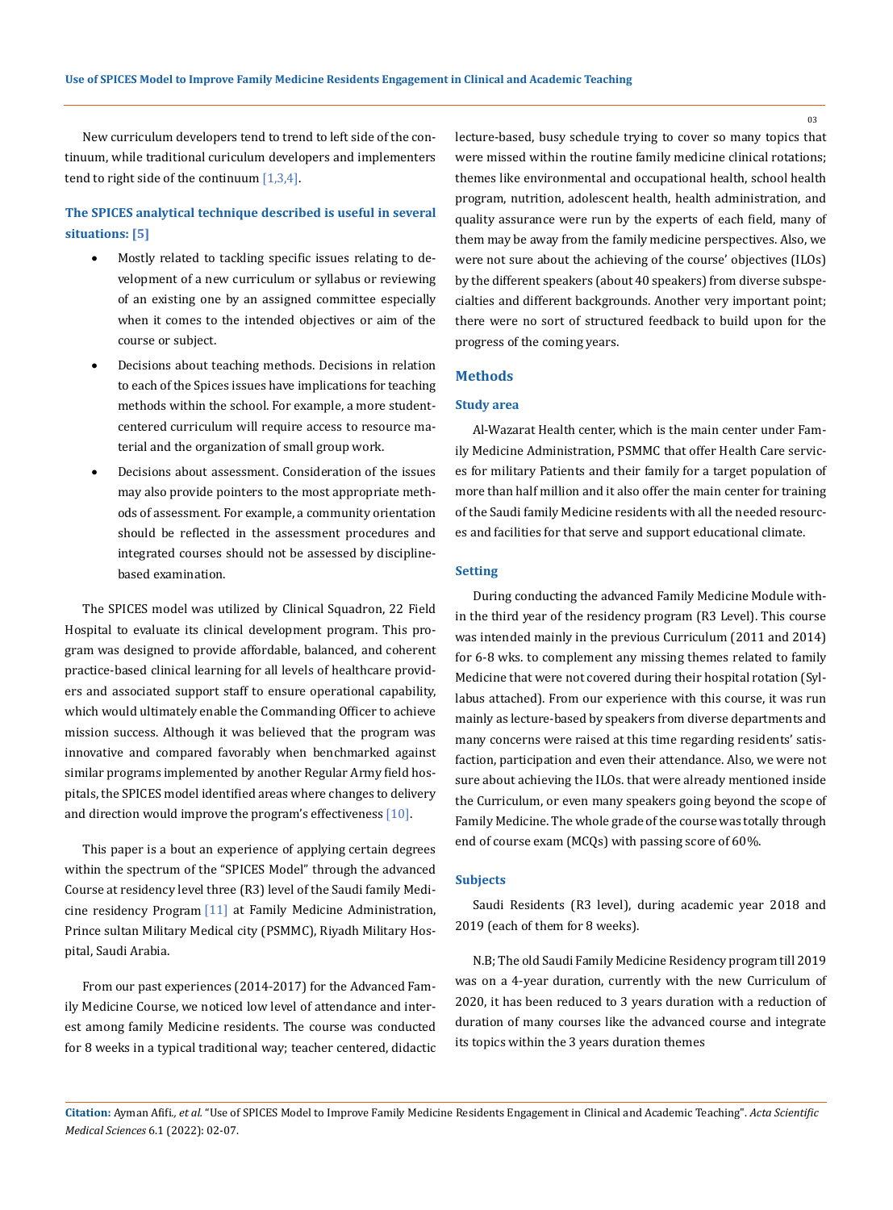New curriculum developers tend to trend to left side of the continuum, while traditional curiculum developers and implementers tend to right side of the continuum [1,3,4].

### The SPICES analytical technique described is useful in several situations: [5]

- Mostly related to tackling specific issues relating to development of a new curriculum or syllabus or reviewing of an existing one by an assigned committee especially when it comes to the intended objectives or aim of the course or subject.
- Decisions about teaching methods. Decisions in relation to each of the Spices issues have implications for teaching methods within the school. For example, a more student-centered curriculum will require access to resource material and the organization of small group work.
- Decisions about assessment. Consideration of the issues may also provide pointers to the most appropriate methods of assessment. For example, a community orientation should be reflected in the assessment procedures and integrated courses should not be assessed by discipline-based examination.

The SPICES model was utilized by Clinical Squadron, 22 Field Hospital to evaluate its clinical development program. This program was designed to provide affordable, balanced, and coherent practice-based clinical learning for all levels of healthcare providers and associated support staff to ensure operational capability, which would ultimately enable the Commanding Officer to achieve mission success. Although it was believed that the program was innovative and compared favorably when benchmarked against similar programs implemented by another Regular Army field hospitals, the SPICES model identified areas where changes to delivery and direction would improve the program's effectiveness [10].

This paper is a bout an experience of applying certain degrees within the spectrum of the "SPICES Model" through the advanced Course at residency level three (R3) level of the Saudi family Medicine residency Program [11] at Family Medicine Administration, Prince sultan Military Medical city (PSMMC), Riyadh Military Hospital, Saudi Arabia.

From our past experiences (2014-2017) for the Advanced Family Medicine Course, we noticed low level of attendance and interest among family Medicine residents. The course was conducted for 8 weeks in a typical traditional way; teacher centered, didactic lecture-based, busy schedule trying to cover so many topics that were missed within the routine family medicine clinical rotations; themes like environmental and occupational health, school health program, nutrition, adolescent health, health administration, and quality assurance were run by the experts of each field, many of them may be away from the family medicine perspectives. Also, we were not sure about the achieving of the course' objectives (ILOs) by the different speakers (about 40 speakers) from diverse subspecialties and different backgrounds. Another very important point; there were no sort of structured feedback to build upon for the progress of the coming years.

## Methods

### Study area

Al-Wazarat Health center, which is the main center under Family Medicine Administration, PSMMC that offer Health Care services for military Patients and their family for a target population of more than half million and it also offer the main center for training of the Saudi family Medicine residents with all the needed resources and facilities for that serve and support educational climate.

### Setting

During conducting the advanced Family Medicine Module within the third year of the residency program (R3 Level). This course was intended mainly in the previous Curriculum (2011 and 2014) for 6-8 wks. to complement any missing themes related to family Medicine that were not covered during their hospital rotation (Syllabus attached). From our experience with this course, it was run mainly as lecture-based by speakers from diverse departments and many concerns were raised at this time regarding residents' satisfaction, participation and even their attendance. Also, we were not sure about achieving the ILOs. that were already mentioned inside the Curriculum, or even many speakers going beyond the scope of Family Medicine. The whole grade of the course was totally through end of course exam (MCQs) with passing score of 60%.

### Subjects

Saudi Residents (R3 level), during academic year 2018 and 2019 (each of them for 8 weeks).

N.B; The old Saudi Family Medicine Residency program till 2019 was on a 4-year duration, currently with the new Curriculum of 2020, it has been reduced to 3 years duration with a reduction of duration of many courses like the advanced course and integrate its topics within the 3 years duration themes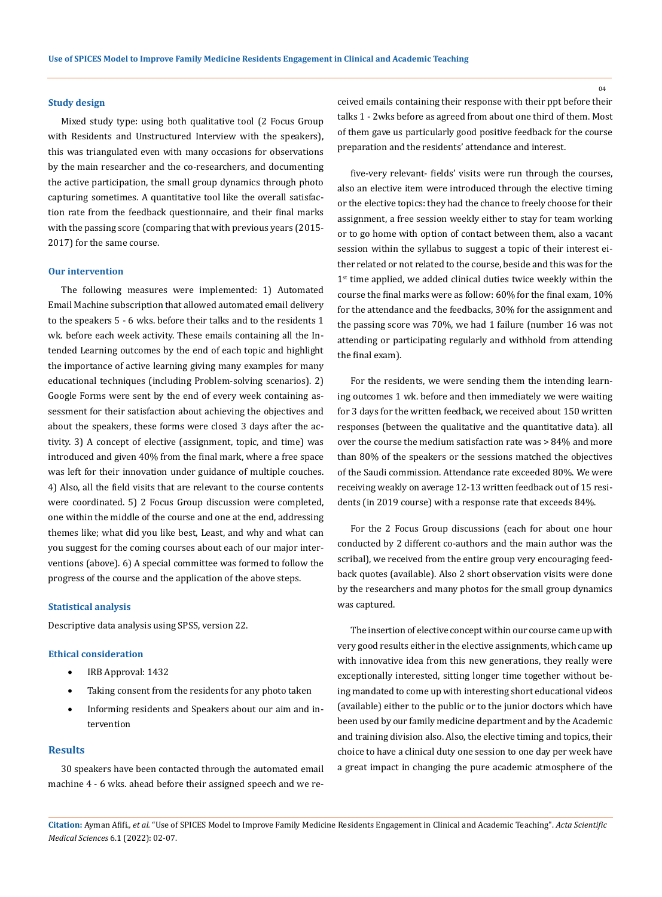### Study design

Mixed study type: using both qualitative tool (2 Focus Group with Residents and Unstructured Interview with the speakers), this was triangulated even with many occasions for observations by the main researcher and the co-researchers, and documenting the active participation, the small group dynamics through photo capturing sometimes. A quantitative tool like the overall satisfaction rate from the feedback questionnaire, and their final marks with the passing score (comparing that with previous years (2015-2017) for the same course.

### Our intervention

The following measures were implemented: 1) Automated Email Machine subscription that allowed automated email delivery to the speakers 5 - 6 wks. before their talks and to the residents 1 wk. before each week activity. These emails containing all the Intended Learning outcomes by the end of each topic and highlight the importance of active learning giving many examples for many educational techniques (including Problem-solving scenarios). 2) Google Forms were sent by the end of every week containing assessment for their satisfaction about achieving the objectives and about the speakers, these forms were closed 3 days after the activity. 3) A concept of elective (assignment, topic, and time) was introduced and given 40% from the final mark, where a free space was left for their innovation under guidance of multiple couches. 4) Also, all the field visits that are relevant to the course contents were coordinated. 5) 2 Focus Group discussion were completed, one within the middle of the course and one at the end, addressing themes like; what did you like best, Least, and why and what can you suggest for the coming courses about each of our major interventions (above). 6) A special committee was formed to follow the progress of the course and the application of the above steps.

### Statistical analysis

Descriptive data analysis using SPSS, version 22.

### Ethical consideration

- IRB Approval: 1432
- Taking consent from the residents for any photo taken
- Informing residents and Speakers about our aim and intervention

## Results

30 speakers have been contacted through the automated email machine 4 - 6 wks. ahead before their assigned speech and we received emails containing their response with their ppt before their talks 1 - 2wks before as agreed from about one third of them. Most of them gave us particularly good positive feedback for the course preparation and the residents' attendance and interest.

five-very relevant- fields' visits were run through the courses, also an elective item were introduced through the elective timing or the elective topics: they had the chance to freely choose for their assignment, a free session weekly either to stay for team working or to go home with option of contact between them, also a vacant session within the syllabus to suggest a topic of their interest either related or not related to the course, beside and this was for the 1st time applied, we added clinical duties twice weekly within the course the final marks were as follow: 60% for the final exam, 10% for the attendance and the feedbacks, 30% for the assignment and the passing score was 70%, we had 1 failure (number 16 was not attending or participating regularly and withhold from attending the final exam).

For the residents, we were sending them the intending learning outcomes 1 wk. before and then immediately we were waiting for 3 days for the written feedback, we received about 150 written responses (between the qualitative and the quantitative data). all over the course the medium satisfaction rate was > 84% and more than 80% of the speakers or the sessions matched the objectives of the Saudi commission. Attendance rate exceeded 80%. We were receiving weakly on average 12-13 written feedback out of 15 residents (in 2019 course) with a response rate that exceeds 84%.

For the 2 Focus Group discussions (each for about one hour conducted by 2 different co-authors and the main author was the scribal), we received from the entire group very encouraging feedback quotes (available). Also 2 short observation visits were done by the researchers and many photos for the small group dynamics was captured.

The insertion of elective concept within our course came up with very good results either in the elective assignments, which came up with innovative idea from this new generations, they really were exceptionally interested, sitting longer time together without being mandated to come up with interesting short educational videos (available) either to the public or to the junior doctors which have been used by our family medicine department and by the Academic and training division also. Also, the elective timing and topics, their choice to have a clinical duty one session to one day per week have a great impact in changing the pure academic atmosphere of the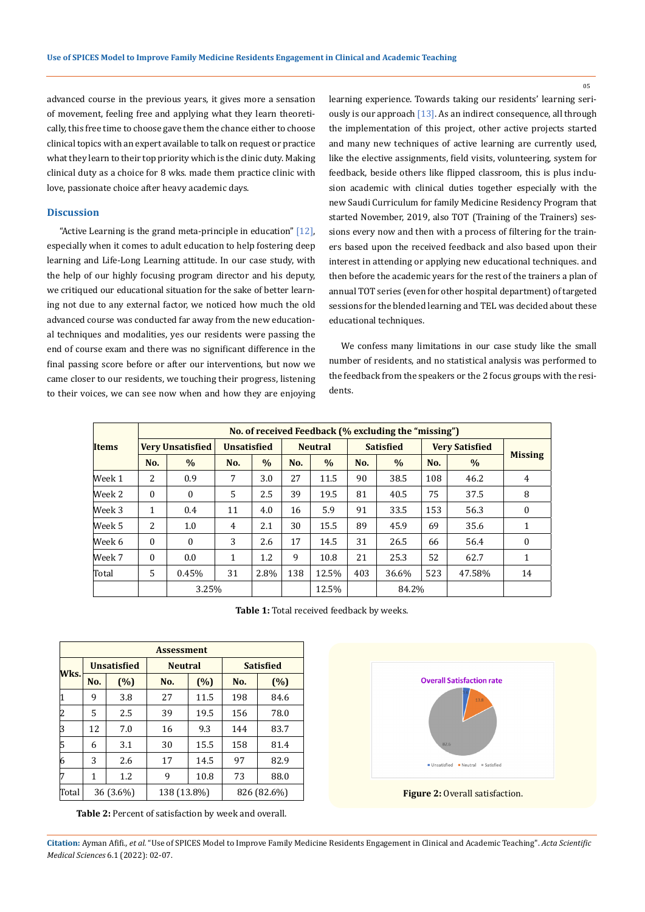advanced course in the previous years, it gives more a sensation of movement, feeling free and applying what they learn theoretically, this free time to choose gave them the chance either to choose clinical topics with an expert available to talk on request or practice what they learn to their top priority which is the clinic duty. Making clinical duty as a choice for 8 wks. made them practice clinic with love, passionate choice after heavy academic days.

## Discussion

"Active Learning is the grand meta-principle in education" [12], especially when it comes to adult education to help fostering deep learning and Life-Long Learning attitude. In our case study, with the help of our highly focusing program director and his deputy, we critiqued our educational situation for the sake of better learning not due to any external factor, we noticed how much the old advanced course was conducted far away from the new educational techniques and modalities, yes our residents were passing the end of course exam and there was no significant difference in the final passing score before or after our interventions, but now we came closer to our residents, we touching their progress, listening to their voices, we can see now when and how they are enjoying learning experience. Towards taking our residents' learning seriously is our approach [13]. As an indirect consequence, all through the implementation of this project, other active projects started and many new techniques of active learning are currently used, like the elective assignments, field visits, volunteering, system for feedback, beside others like flipped classroom, this is plus inclusion academic with clinical duties together especially with the new Saudi Curriculum for family Medicine Residency Program that started November, 2019, also TOT (Training of the Trainers) sessions every now and then with a process of filtering for the trainers based upon the received feedback and also based upon their interest in attending or applying new educational techniques. and then before the academic years for the trainers a plan of annual TOT series (even for other hospital department) of targeted sessions for the blended learning and TEL was decided about these educational techniques.

We confess many limitations in our case study like the small number of residents, and no statistical analysis was performed to the feedback from the speakers or the 2 focus groups with the residents.

| Items | No. of received Feedback (% excluding the "missing") | | | | | | | | | | |
|---|---|---|---|---|---|---|---|---|---|---|---|
| | Very Unsatisfied | | Unsatisfied | | Neutral | | Satisfied | | Very Satisfied | | Missing |
| | No. | % | No. | % | No. | % | No. | % | No. | % | |
| Week 1 | 2 | 0.9 | 7 | 3.0 | 27 | 11.5 | 90 | 38.5 | 108 | 46.2 | 4 |
| Week 2 | 0 | 0 | 5 | 2.5 | 39 | 19.5 | 81 | 40.5 | 75 | 37.5 | 8 |
| Week 3 | 1 | 0.4 | 11 | 4.0 | 16 | 5.9 | 91 | 33.5 | 153 | 56.3 | 0 |
| Week 5 | 2 | 1.0 | 4 | 2.1 | 30 | 15.5 | 89 | 45.9 | 69 | 35.6 | 1 |
| Week 6 | 0 | 0 | 3 | 2.6 | 17 | 14.5 | 31 | 26.5 | 66 | 56.4 | 0 |
| Week 7 | 0 | 0.0 | 1 | 1.2 | 9 | 10.8 | 21 | 25.3 | 52 | 62.7 | 1 |
| Total | 5 | 0.45% | 31 | 2.8% | 138 | 12.5% | 403 | 36.6% | 523 | 47.58% | 14 |
| | | 3.25% | | | | 12.5% | | 84.2% | | | |

**Table 1:** Total received feedback by weeks.

| Wks. | Assessment | | | | | |
|---|---|---|---|---|---|---|
| | Unsatisfied | | Neutral | | Satisfied | |
| | No. | (%) | No. | (%) | No. | (%) |
| 1 | 9 | 3.8 | 27 | 11.5 | 198 | 84.6 |
| 2 | 5 | 2.5 | 39 | 19.5 | 156 | 78.0 |
| 3 | 12 | 7.0 | 16 | 9.3 | 144 | 83.7 |
| 5 | 6 | 3.1 | 30 | 15.5 | 158 | 81.4 |
| 6 | 3 | 2.6 | 17 | 14.5 | 97 | 82.9 |
| 7 | 1 | 1.2 | 9 | 10.8 | 73 | 88.0 |
| Total | 36 (3.6%) | | 138 (13.8%) | | 826 (82.6%) | |

**Table 2:** Percent of satisfaction by week and overall.

**Figure 2:** Overall satisfaction.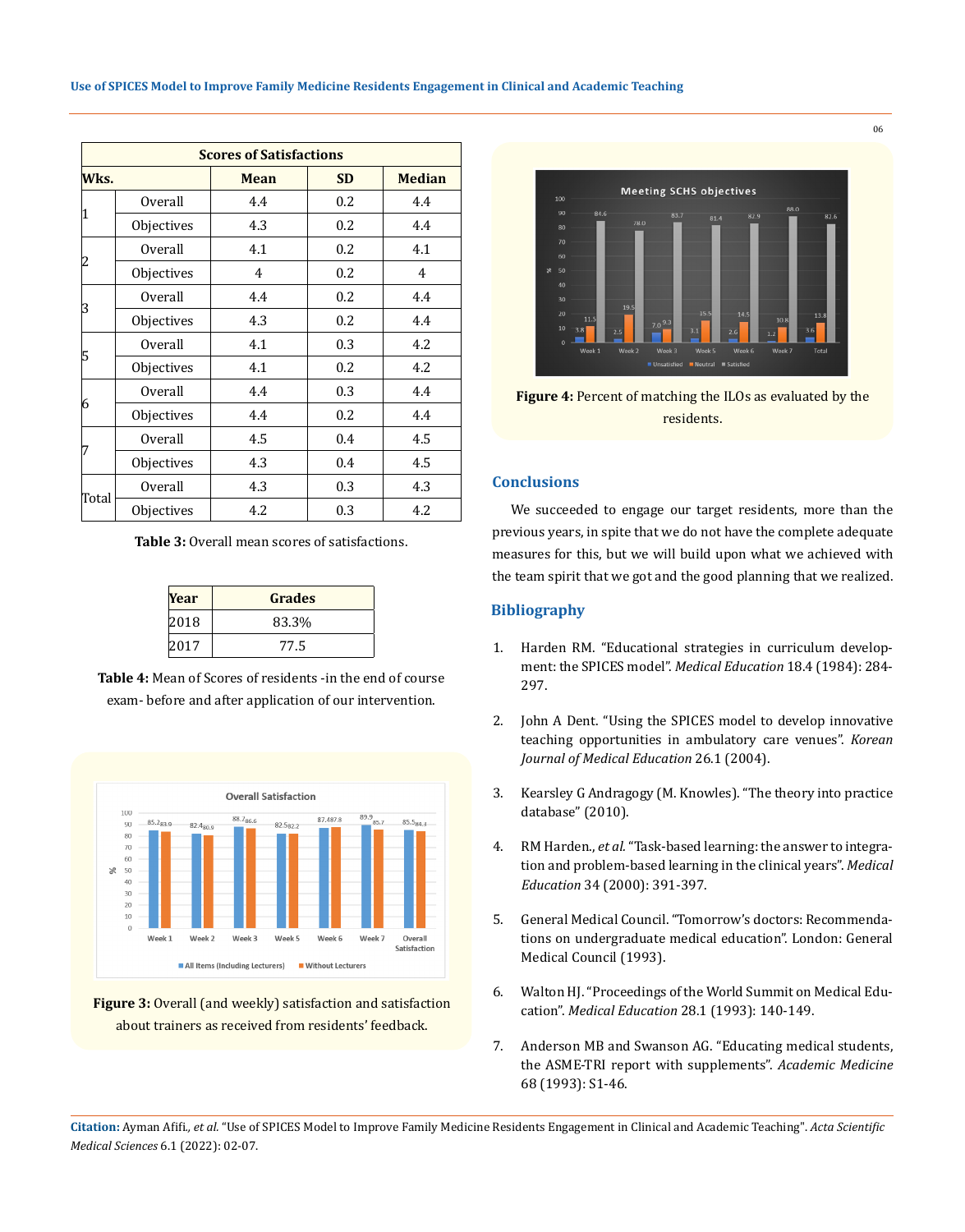| Scores of Satisfactions | | | | |
|---|---|---|---|---|
| Wks. | | Mean | SD | Median |
| 1 | Overall | 4.4 | 0.2 | 4.4 |
| | Objectives | 4.3 | 0.2 | 4.4 |
| 2 | Overall | 4.1 | 0.2 | 4.1 |
| | Objectives | 4 | 0.2 | 4 |
| 3 | Overall | 4.4 | 0.2 | 4.4 |
| | Objectives | 4.3 | 0.2 | 4.4 |
| 5 | Overall | 4.1 | 0.3 | 4.2 |
| | Objectives | 4.1 | 0.2 | 4.2 |
| 6 | Overall | 4.4 | 0.3 | 4.4 |
| | Objectives | 4.4 | 0.2 | 4.4 |
| 7 | Overall | 4.5 | 0.4 | 4.5 |
| | Objectives | 4.3 | 0.4 | 4.5 |
| Total | Overall | 4.3 | 0.3 | 4.3 |
| | Objectives | 4.2 | 0.3 | 4.2 |

**Table 3:** Overall mean scores of satisfactions.

| Year | Grades |
|---|---|
| 2018 | 83.3% |
| 2017 | 77.5 |

**Table 4:** Mean of Scores of residents -in the end of course exam- before and after application of our intervention.

**Figure 3:** Overall (and weekly) satisfaction and satisfaction about trainers as received from residents' feedback.

**Figure 4:** Percent of matching the ILOs as evaluated by the residents.

## Conclusions

We succeeded to engage our target residents, more than the previous years, in spite that we do not have the complete adequate measures for this, but we will build upon what we achieved with the team spirit that we got and the good planning that we realized.

## Bibliography

1. Harden RM. "Educational strategies in curriculum development: the SPICES model". *Medical Education* 18.4 (1984): 284-297.
2. John A Dent. "Using the SPICES model to develop innovative teaching opportunities in ambulatory care venues". *Korean Journal of Medical Education* 26.1 (2004).
3. Kearsley G Andragogy (M. Knowles). "The theory into practice database" (2010).
4. RM Harden., *et al.* "Task-based learning: the answer to integration and problem-based learning in the clinical years". *Medical Education* 34 (2000): 391-397.
5. General Medical Council. "Tomorrow's doctors: Recommendations on undergraduate medical education". London: General Medical Council (1993).
6. Walton HJ. "Proceedings of the World Summit on Medical Education". *Medical Education* 28.1 (1993): 140-149.
7. Anderson MB and Swanson AG. "Educating medical students, the ASME-TRI report with supplements". *Academic Medicine* 68 (1993): S1-46.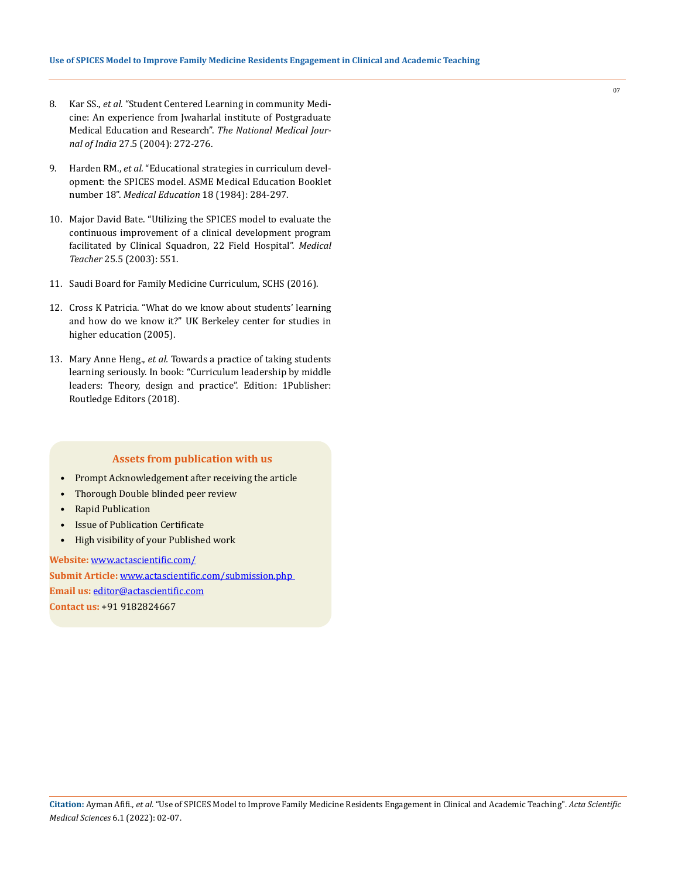8. Kar SS., *et al.* "Student Centered Learning in community Medicine: An experience from Jwaharlal institute of Postgraduate Medical Education and Research". *The National Medical Journal of India* 27.5 (2004): 272-276.

9. Harden RM., *et al.* "Educational strategies in curriculum development: the SPICES model. ASME Medical Education Booklet number 18". *Medical Education* 18 (1984): 284-297.

10. Major David Bate. "Utilizing the SPICES model to evaluate the continuous improvement of a clinical development program facilitated by Clinical Squadron, 22 Field Hospital". *Medical Teacher* 25.5 (2003): 551.

11. Saudi Board for Family Medicine Curriculum, SCHS (2016).

12. Cross K Patricia. "What do we know about students' learning and how do we know it?" UK Berkeley center for studies in higher education (2005).

13. Mary Anne Heng., *et al.* Towards a practice of taking students learning seriously. In book: "Curriculum leadership by middle leaders: Theory, design and practice". Edition: 1Publisher: Routledge Editors (2018).

**Assets from publication with us**

- Prompt Acknowledgement after receiving the article
- Thorough Double blinded peer review
- Rapid Publication
- Issue of Publication Certificate
- High visibility of your Published work

**Website:** www.actascientific.com/
**Submit Article:** www.actascientific.com/submission.php
**Email us:** editor@actascientific.com
**Contact us:** +91 9182824667